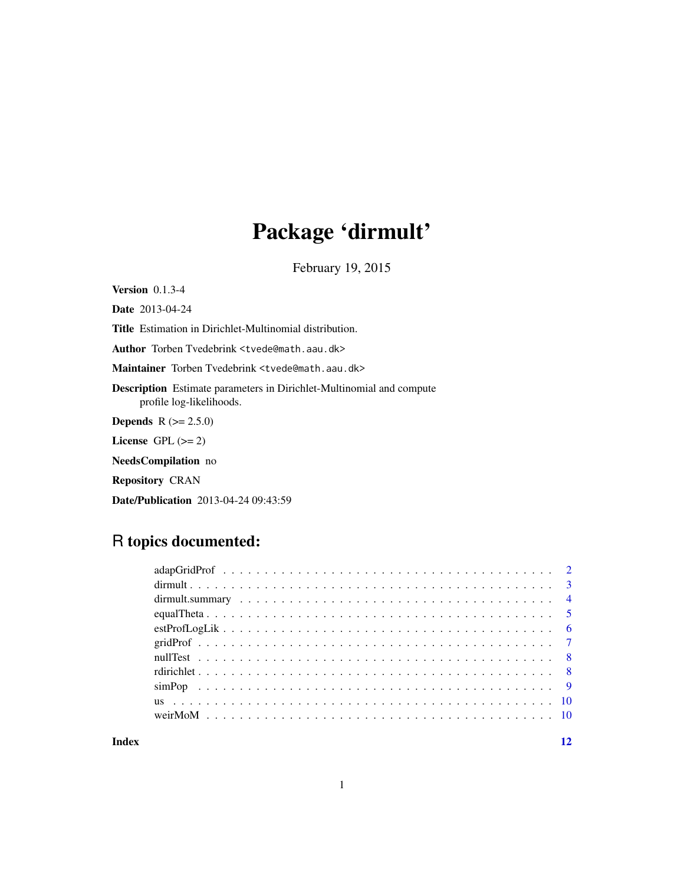# Package 'dirmult'

February 19, 2015

**Version** 0.1.3-4

**Date** 2013-04-24

**Title** Estimation in Dirichlet-Multinomial distribution.

**Author** Torben Tvedebrink <tvede@math.aau.dk>

**Maintainer** Torben Tvedebrink <tvede@math.aau.dk>

**Description** Estimate parameters in Dirichlet-Multinomial and compute profile log-likelihoods.

**Depends** R (>= 2.5.0)

**License** GPL (>= 2)

**NeedsCompilation** no

**Repository** CRAN

**Date/Publication** 2013-04-24 09:43:59

## R topics documented:

| | |
|---|---|
| adapGridProf | 2 |
| dirmult | 3 |
| dirmult.summary | 4 |
| equalTheta | 5 |
| estProfLogLik | 6 |
| gridProf | 7 |
| nullTest | 8 |
| rdirichlet | 8 |
| simPop | 9 |
| us | 10 |
| weirMoM | 10 |
| **Index** | **12** |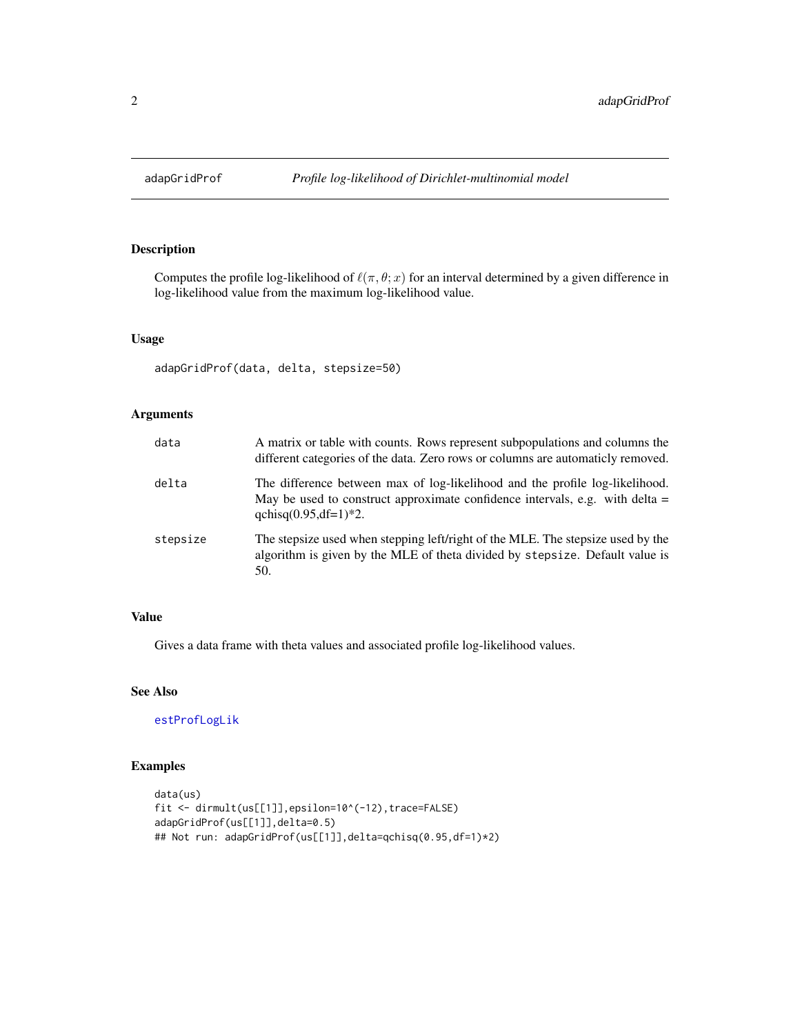## adapGridProf — *Profile log-likelihood of Dirichlet-multinomial model*

### Description

Computes the profile log-likelihood of $\ell(\pi, \theta; x)$ for an interval determined by a given difference in log-likelihood value from the maximum log-likelihood value.

### Usage

```
adapGridProf(data, delta, stepsize=50)
```

### Arguments

| | |
|---|---|
| data | A matrix or table with counts. Rows represent subpopulations and columns the different categories of the data. Zero rows or columns are automaticly removed. |
| delta | The difference between max of log-likelihood and the profile log-likelihood. May be used to construct approximate confidence intervals, e.g. with delta = qchisq(0.95,df=1)*2. |
| stepsize | The stepsize used when stepping left/right of the MLE. The stepsize used by the algorithm is given by the MLE of theta divided by `stepsize`. Default value is 50. |

### Value

Gives a data frame with theta values and associated profile log-likelihood values.

### See Also

estProfLogLik

### Examples

```
data(us)
fit <- dirmult(us[[1]],epsilon=10^(-12),trace=FALSE)
adapGridProf(us[[1]],delta=0.5)
## Not run: adapGridProf(us[[1]],delta=qchisq(0.95,df=1)*2)
```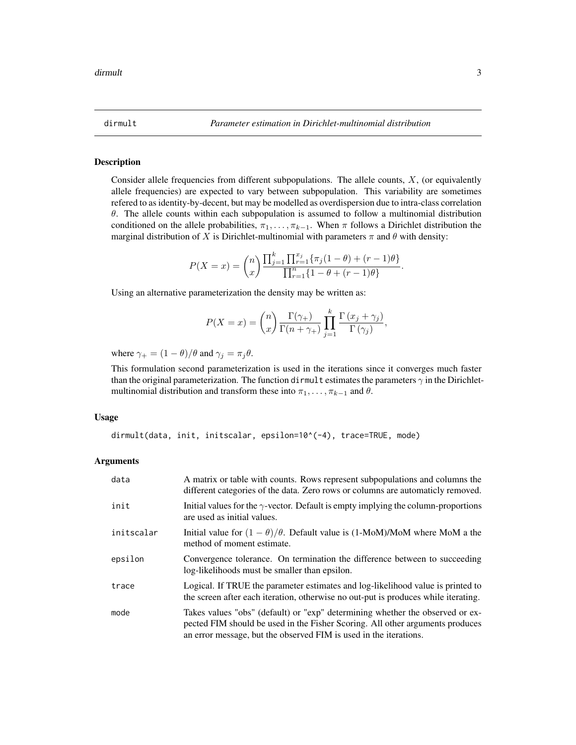## dirmult — *Parameter estimation in Dirichlet-multinomial distribution*

### Description

Consider allele frequencies from different subpopulations. The allele counts, $X$, (or equivalently allele frequencies) are expected to vary between subpopulation. This variability are sometimes refered to as identity-by-decent, but may be modelled as overdispersion due to intra-class correlation $\theta$. The allele counts within each subpopulation is assumed to follow a multinomial distribution conditioned on the allele probabilities, $\pi_1, \ldots, \pi_{k-1}$. When $\pi$ follows a Dirichlet distribution the marginal distribution of $X$ is Dirichlet-multinomial with parameters $\pi$ and $\theta$ with density:

$$P(X = x) = \binom{n}{x} \frac{\prod_{j=1}^{k} \prod_{r=1}^{x_j} \{\pi_j(1-\theta) + (r-1)\theta\}}{\prod_{r=1}^{n} \{1 - \theta + (r-1)\theta\}}.$$

Using an alternative parameterization the density may be written as:

$$P(X = x) = \binom{n}{x} \frac{\Gamma(\gamma_+)}{\Gamma(n + \gamma_+)} \prod_{j=1}^{k} \frac{\Gamma(x_j + \gamma_j)}{\Gamma(\gamma_j)},$$

where $\gamma_+ = (1-\theta)/\theta$ and $\gamma_j = \pi_j \theta$.

This formulation second parameterization is used in the iterations since it converges much faster than the original parameterization. The function `dirmult` estimates the parameters $\gamma$ in the Dirichlet-multinomial distribution and transform these into $\pi_1, \ldots, \pi_{k-1}$ and $\theta$.

### Usage

```
dirmult(data, init, initscalar, epsilon=10^(-4), trace=TRUE, mode)
```

### Arguments

| | |
|---|---|
| `data` | A matrix or table with counts. Rows represent subpopulations and columns the different categories of the data. Zero rows or columns are automaticly removed. |
| `init` | Initial values for the $\gamma$-vector. Default is empty implying the column-proportions are used as initial values. |
| `initscalar` | Initial value for $(1-\theta)/\theta$. Default value is (1-MoM)/MoM where MoM a the method of moment estimate. |
| `epsilon` | Convergence tolerance. On termination the difference between to succeeding log-likelihoods must be smaller than epsilon. |
| `trace` | Logical. If TRUE the parameter estimates and log-likelihood value is printed to the screen after each iteration, otherwise no out-put is produces while iterating. |
| `mode` | Takes values "obs" (default) or "exp" determining whether the observed or expected FIM should be used in the Fisher Scoring. All other arguments produces an error message, but the observed FIM is used in the iterations. |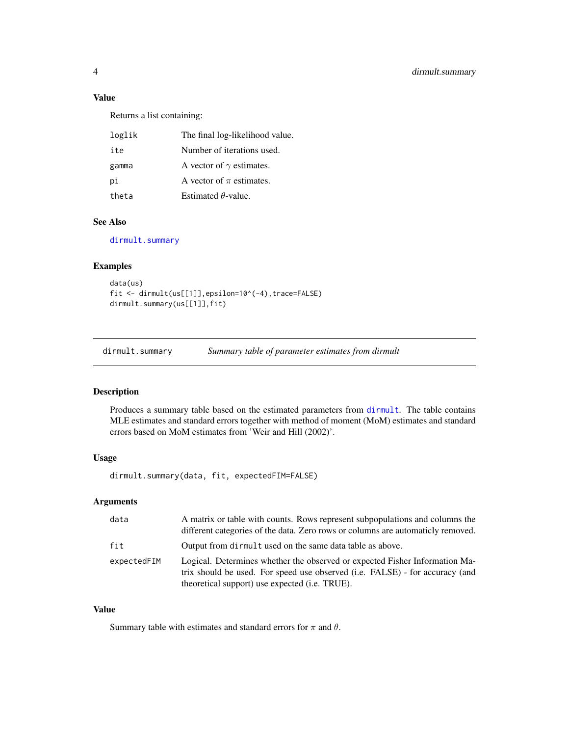### Value

Returns a list containing:

| | |
|---|---|
| loglik | The final log-likelihood value. |
| ite | Number of iterations used. |
| gamma | A vector of $\gamma$ estimates. |
| pi | A vector of $\pi$ estimates. |
| theta | Estimated $\theta$-value. |

### See Also

dirmult.summary

### Examples

```
data(us)
fit <- dirmult(us[[1]],epsilon=10^(-4),trace=FALSE)
dirmult.summary(us[[1]],fit)
```

---

## dirmult.summary — *Summary table of parameter estimates from dirmult*

### Description

Produces a summary table based on the estimated parameters from dirmult. The table contains MLE estimates and standard errors together with method of moment (MoM) estimates and standard errors based on MoM estimates from 'Weir and Hill (2002)'.

### Usage

```
dirmult.summary(data, fit, expectedFIM=FALSE)
```

### Arguments

| | |
|---|---|
| data | A matrix or table with counts. Rows represent subpopulations and columns the different categories of the data. Zero rows or columns are automaticly removed. |
| fit | Output from `dirmult` used on the same data table as above. |
| expectedFIM | Logical. Determines whether the observed or expected Fisher Information Matrix should be used. For speed use observed (i.e. FALSE) - for accuracy (and theoretical support) use expected (i.e. TRUE). |

### Value

Summary table with estimates and standard errors for $\pi$ and $\theta$.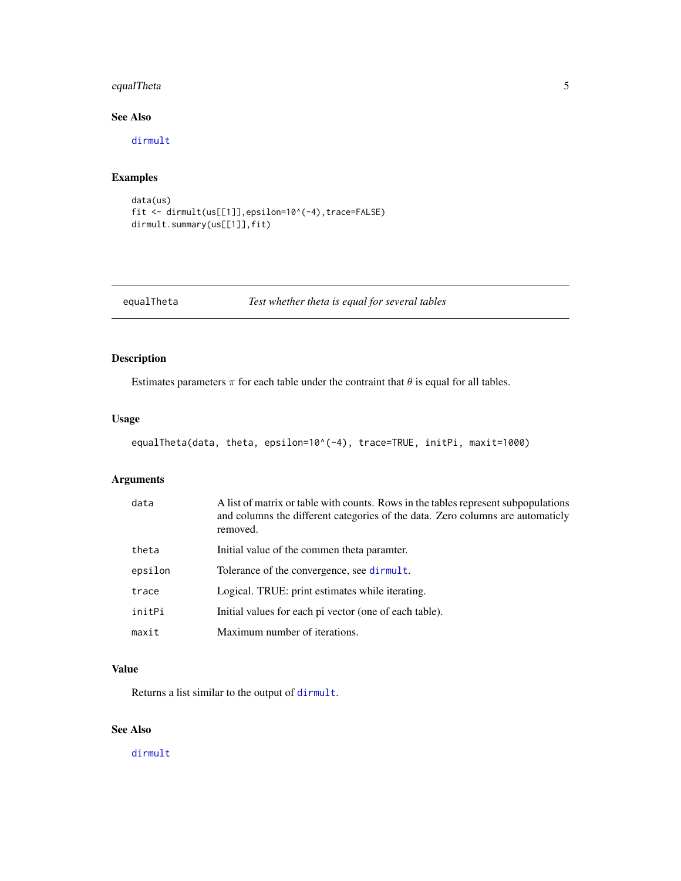### See Also

dirmult

### Examples

```
data(us)
fit <- dirmult(us[[1]],epsilon=10^(-4),trace=FALSE)
dirmult.summary(us[[1]],fit)
```

---

## equalTheta — *Test whether theta is equal for several tables*

---

### Description

Estimates parameters $\pi$ for each table under the contraint that $\theta$ is equal for all tables.

### Usage

```
equalTheta(data, theta, epsilon=10^(-4), trace=TRUE, initPi, maxit=1000)
```

### Arguments

| | |
|---|---|
| data | A list of matrix or table with counts. Rows in the tables represent subpopulations and columns the different categories of the data. Zero columns are automaticly removed. |
| theta | Initial value of the commen theta paramter. |
| epsilon | Tolerance of the convergence, see dirmult. |
| trace | Logical. TRUE: print estimates while iterating. |
| initPi | Initial values for each pi vector (one of each table). |
| maxit | Maximum number of iterations. |

### Value

Returns a list similar to the output of dirmult.

### See Also

dirmult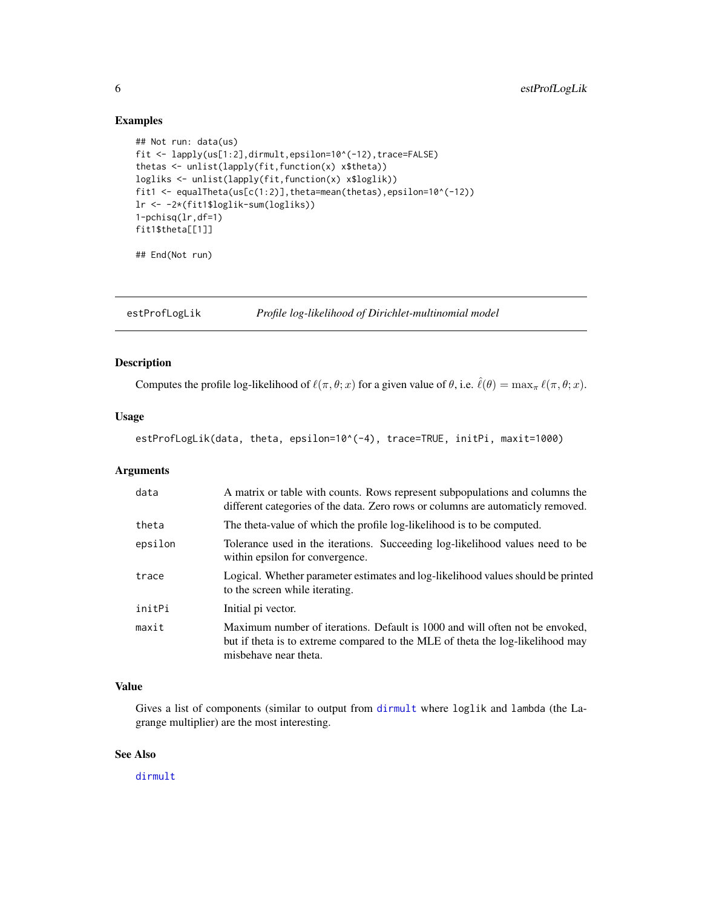## Examples

```
## Not run: data(us)
fit <- lapply(us[1:2],dirmult,epsilon=10^(-12),trace=FALSE)
thetas <- unlist(lapply(fit,function(x) x$theta))
logliks <- unlist(lapply(fit,function(x) x$loglik))
fit1 <- equalTheta(us[c(1:2)],theta=mean(thetas),epsilon=10^(-12))
lr <- -2*(fit1$loglik-sum(logliks))
1-pchisq(lr,df=1)
fit1$theta[[1]]

## End(Not run)
```

---

# estProfLogLik *Profile log-likelihood of Dirichlet-multinomial model*

---

## Description

Computes the profile log-likelihood of $\ell(\pi, \theta; x)$ for a given value of $\theta$, i.e. $\hat{\ell}(\theta) = \max_{\pi} \ell(\pi, \theta; x)$.

## Usage

```
estProfLogLik(data, theta, epsilon=10^(-4), trace=TRUE, initPi, maxit=1000)
```

## Arguments

| | |
|---|---|
| `data` | A matrix or table with counts. Rows represent subpopulations and columns the different categories of the data. Zero rows or columns are automaticly removed. |
| `theta` | The theta-value of which the profile log-likelihood is to be computed. |
| `epsilon` | Tolerance used in the iterations. Succeeding log-likelihood values need to be within epsilon for convergence. |
| `trace` | Logical. Whether parameter estimates and log-likelihood values should be printed to the screen while iterating. |
| `initPi` | Initial pi vector. |
| `maxit` | Maximum number of iterations. Default is 1000 and will often not be envoked, but if theta is to extreme compared to the MLE of theta the log-likelihood may misbehave near theta. |

## Value

Gives a list of components (similar to output from `dirmult` where `loglik` and `lambda` (the Lagrange multiplier) are the most interesting.

## See Also

`dirmult`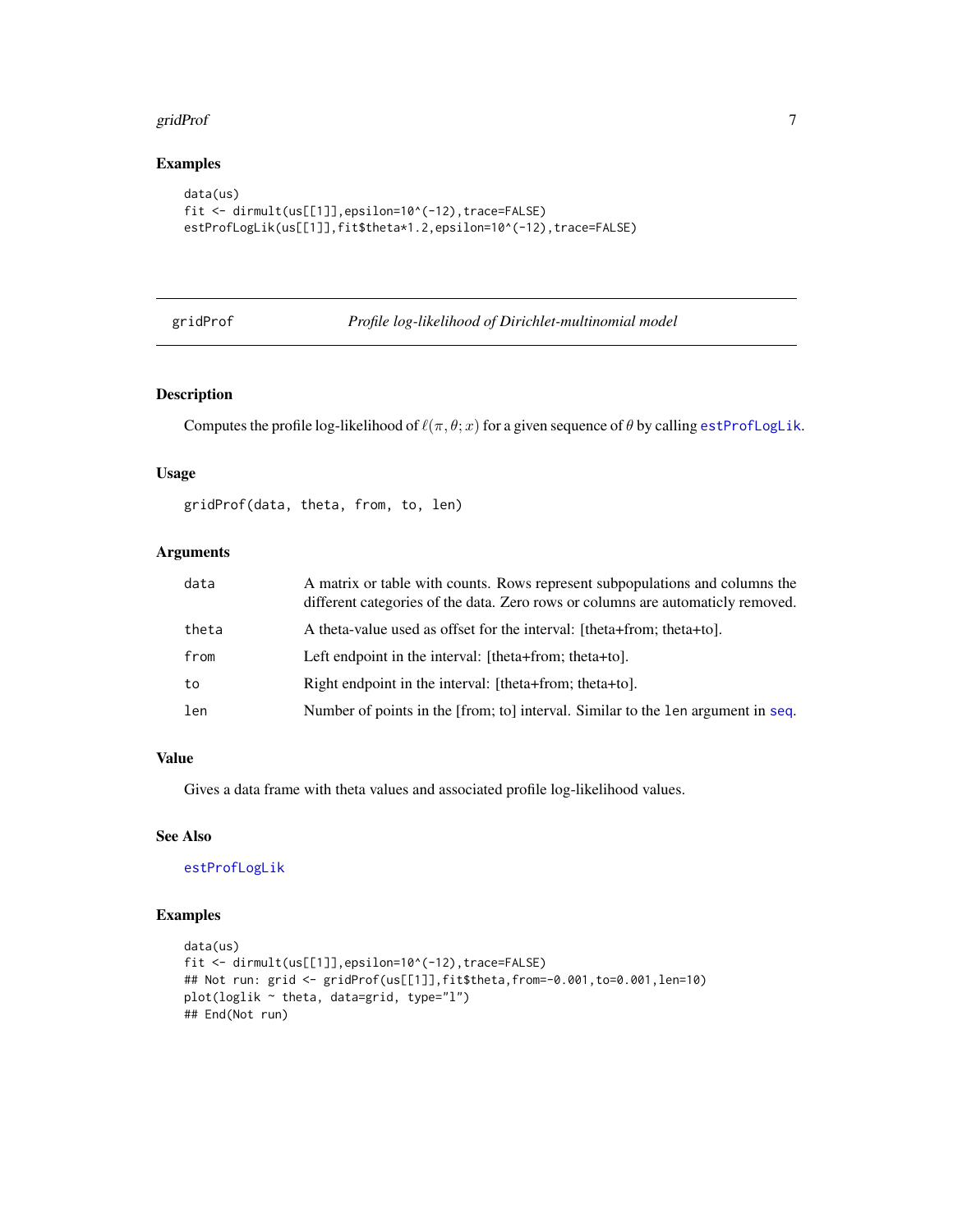## Examples

```
data(us)
fit <- dirmult(us[[1]],epsilon=10^(-12),trace=FALSE)
estProfLogLik(us[[1]],fit$theta*1.2,epsilon=10^(-12),trace=FALSE)
```

---

gridProf — *Profile log-likelihood of Dirichlet-multinomial model*

---

## Description

Computes the profile log-likelihood of $\ell(\pi, \theta; x)$ for a given sequence of $\theta$ by calling estProfLogLik.

## Usage

```
gridProf(data, theta, from, to, len)
```

## Arguments

| | |
|---|---|
| data | A matrix or table with counts. Rows represent subpopulations and columns the different categories of the data. Zero rows or columns are automaticly removed. |
| theta | A theta-value used as offset for the interval: [theta+from; theta+to]. |
| from | Left endpoint in the interval: [theta+from; theta+to]. |
| to | Right endpoint in the interval: [theta+from; theta+to]. |
| len | Number of points in the [from; to] interval. Similar to the `len` argument in seq. |

## Value

Gives a data frame with theta values and associated profile log-likelihood values.

## See Also

estProfLogLik

## Examples

```
data(us)
fit <- dirmult(us[[1]],epsilon=10^(-12),trace=FALSE)
## Not run: grid <- gridProf(us[[1]],fit$theta,from=-0.001,to=0.001,len=10)
plot(loglik ~ theta, data=grid, type="l")
## End(Not run)
```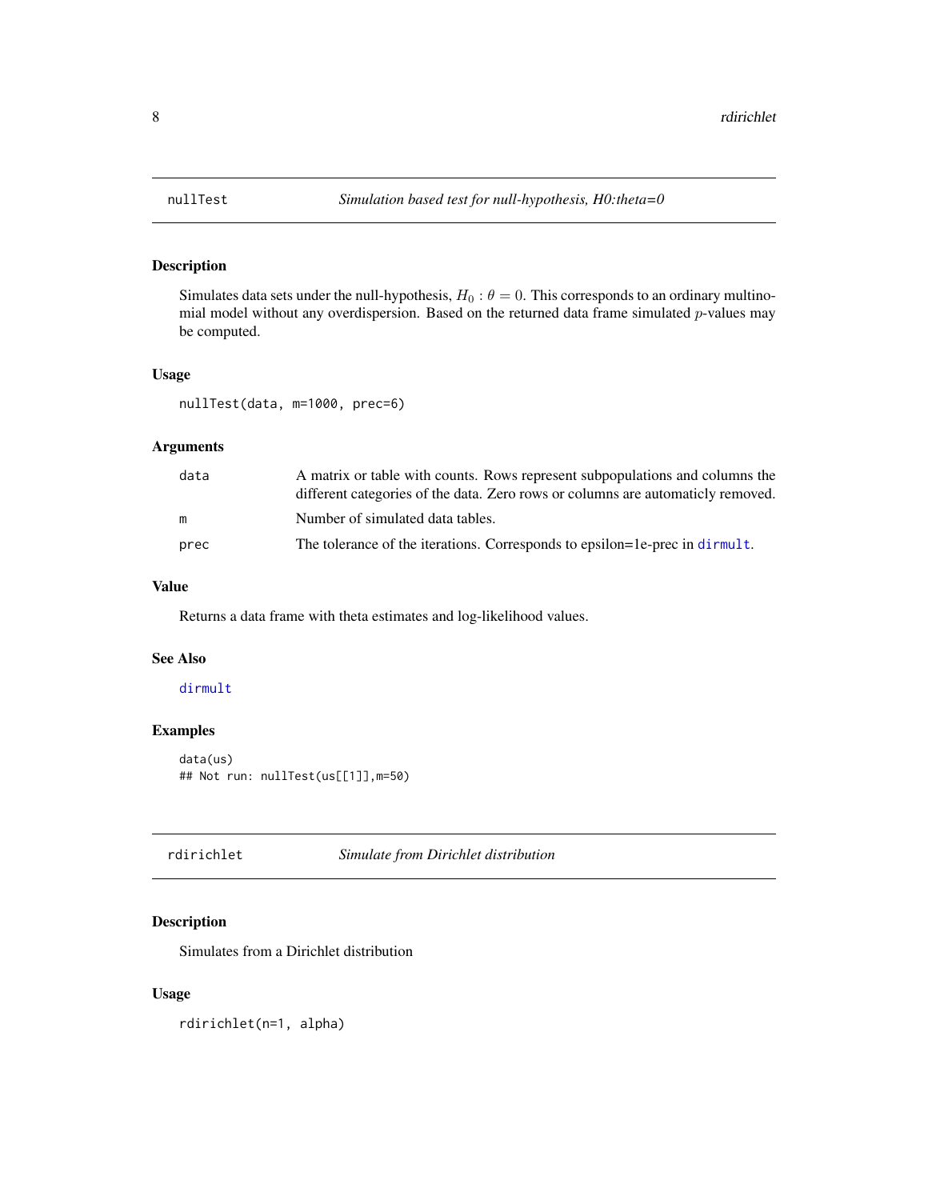# nullTest — *Simulation based test for null-hypothesis, H0:theta=0*

## Description

Simulates data sets under the null-hypothesis, $H_0 : \theta = 0$. This corresponds to an ordinary multinomial model without any overdispersion. Based on the returned data frame simulated $p$-values may be computed.

## Usage

```
nullTest(data, m=1000, prec=6)
```

## Arguments

| | |
|---|---|
| data | A matrix or table with counts. Rows represent subpopulations and columns the different categories of the data. Zero rows or columns are automaticly removed. |
| m | Number of simulated data tables. |
| prec | The tolerance of the iterations. Corresponds to epsilon=1e-prec in dirmult. |

## Value

Returns a data frame with theta estimates and log-likelihood values.

## See Also

dirmult

## Examples

```
data(us)
## Not run: nullTest(us[[1]],m=50)
```

# rdirichlet — *Simulate from Dirichlet distribution*

## Description

Simulates from a Dirichlet distribution

## Usage

```
rdirichlet(n=1, alpha)
```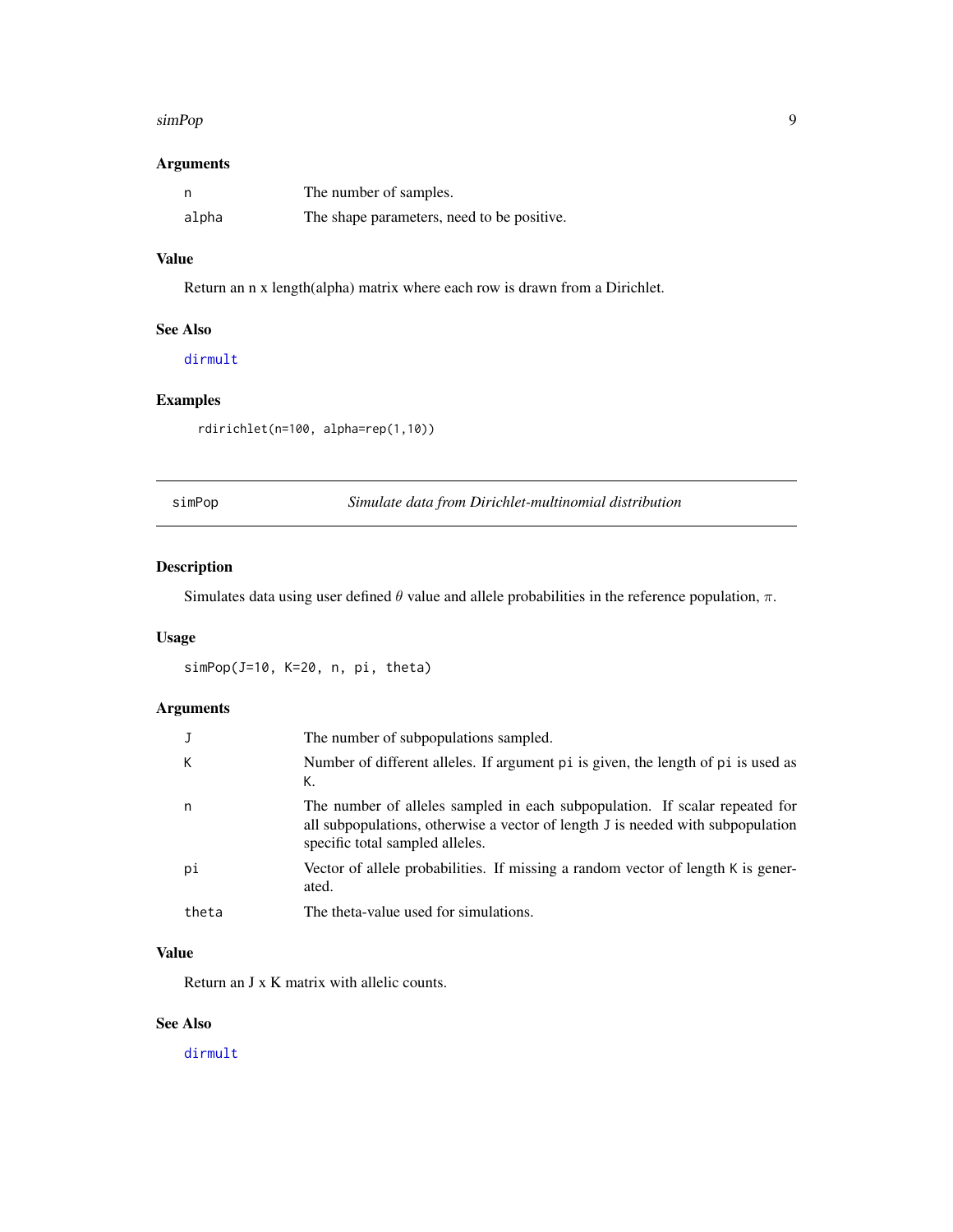### Arguments

| | |
|---|---|
| n | The number of samples. |
| alpha | The shape parameters, need to be positive. |

### Value

Return an n x length(alpha) matrix where each row is drawn from a Dirichlet.

### See Also

dirmult

### Examples

```
rdirichlet(n=100, alpha=rep(1,10))
```

---

## simPop — *Simulate data from Dirichlet-multinomial distribution*

---

### Description

Simulates data using user defined $\theta$ value and allele probabilities in the reference population, $\pi$.

### Usage

```
simPop(J=10, K=20, n, pi, theta)
```

### Arguments

| | |
|---|---|
| J | The number of subpopulations sampled. |
| K | Number of different alleles. If argument pi is given, the length of pi is used as K. |
| n | The number of alleles sampled in each subpopulation. If scalar repeated for all subpopulations, otherwise a vector of length J is needed with subpopulation specific total sampled alleles. |
| pi | Vector of allele probabilities. If missing a random vector of length K is generated. |
| theta | The theta-value used for simulations. |

### Value

Return an J x K matrix with allelic counts.

### See Also

dirmult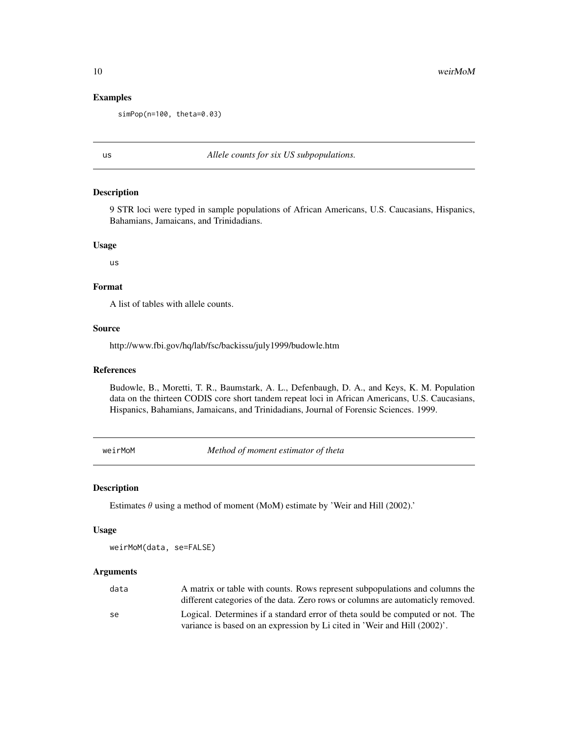### Examples

```
simPop(n=100, theta=0.03)
```

---

## us — *Allele counts for six US subpopulations.*

### Description

9 STR loci were typed in sample populations of African Americans, U.S. Caucasians, Hispanics, Bahamians, Jamaicans, and Trinidadians.

### Usage

```
us
```

### Format

A list of tables with allele counts.

### Source

http://www.fbi.gov/hq/lab/fsc/backissu/july1999/budowle.htm

### References

Budowle, B., Moretti, T. R., Baumstark, A. L., Defenbaugh, D. A., and Keys, K. M. Population data on the thirteen CODIS core short tandem repeat loci in African Americans, U.S. Caucasians, Hispanics, Bahamians, Jamaicans, and Trinidadians, Journal of Forensic Sciences. 1999.

---

## weirMoM — *Method of moment estimator of theta*

### Description

Estimates $\theta$ using a method of moment (MoM) estimate by 'Weir and Hill (2002).'

### Usage

```
weirMoM(data, se=FALSE)
```

### Arguments

| | |
|---|---|
| `data` | A matrix or table with counts. Rows represent subpopulations and columns the different categories of the data. Zero rows or columns are automaticly removed. |
| `se` | Logical. Determines if a standard error of theta sould be computed or not. The variance is based on an expression by Li cited in 'Weir and Hill (2002)'. |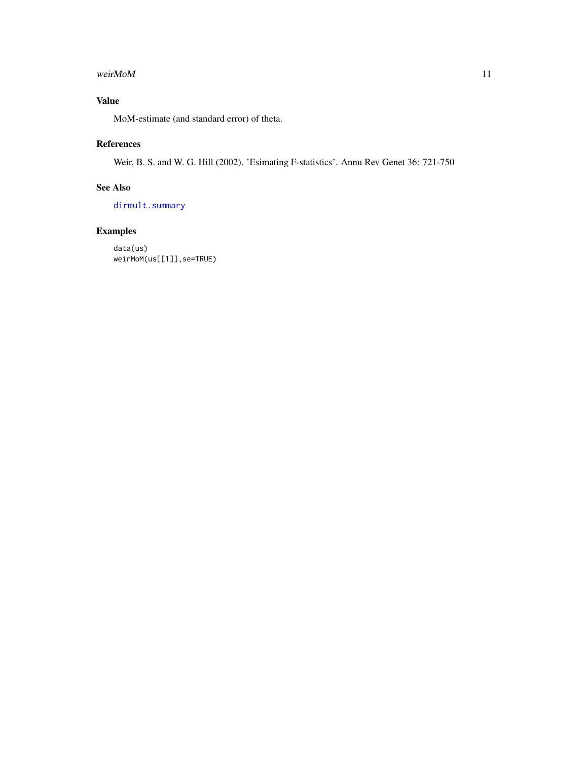## Value

MoM-estimate (and standard error) of theta.

## References

Weir, B. S. and W. G. Hill (2002). 'Esimating F-statistics'. Annu Rev Genet 36: 721-750

## See Also

dirmult.summary

## Examples

```
data(us)
weirMoM(us[[1]],se=TRUE)
```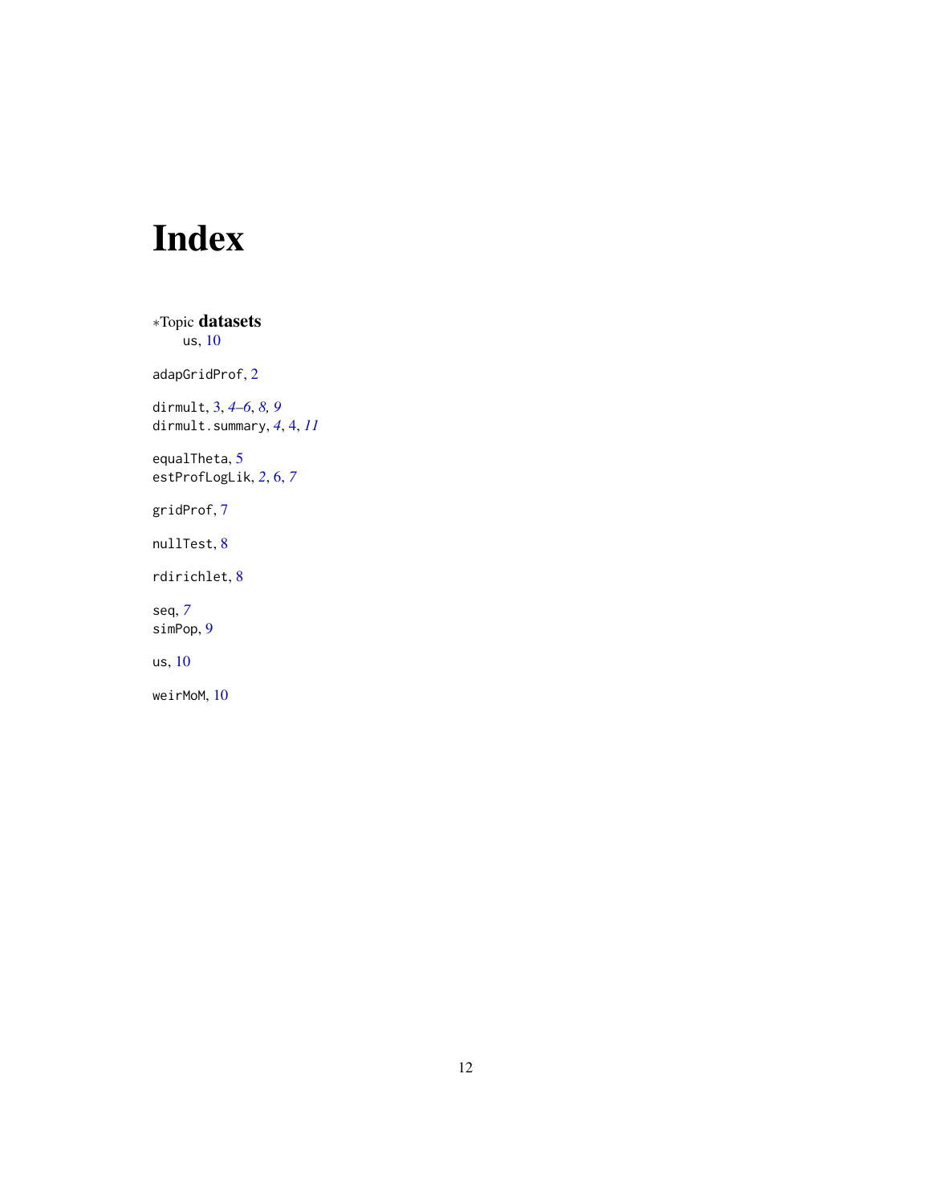# Index

*Topic **datasets**
  us, 10

adapGridProf, 2

dirmult, 3, *4–6*, *8, 9*
dirmult.summary, *4*, 4, *11*

equalTheta, 5
estProfLogLik, *2*, 6, *7*

gridProf, 7

nullTest, 8

rdirichlet, 8

seq, *7*
simPop, 9

us, 10

weirMoM, 10